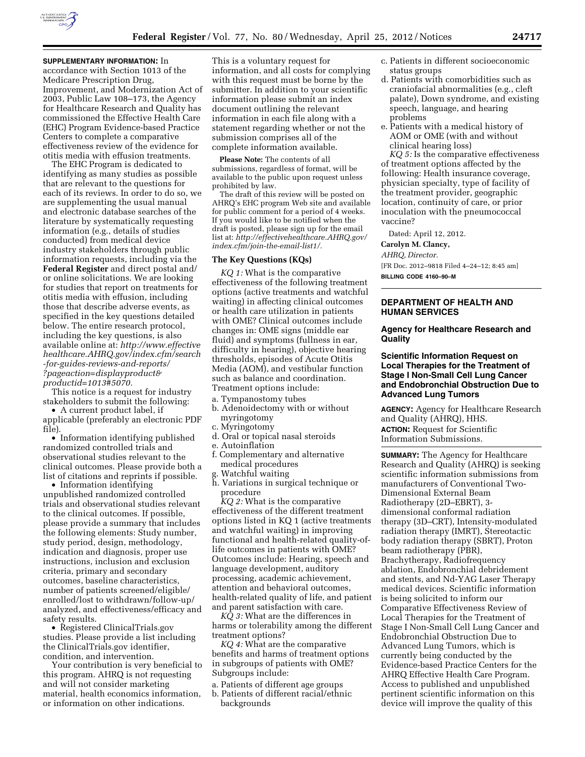**SUPPLEMENTARY INFORMATION:** In accordance with Section 1013 of the Medicare Prescription Drug, Improvement, and Modernization Act of 2003, Public Law 108–173, the Agency for Healthcare Research and Quality has commissioned the Effective Health Care (EHC) Program Evidence-based Practice Centers to complete a comparative effectiveness review of the evidence for otitis media with effusion treatments.

The EHC Program is dedicated to identifying as many studies as possible that are relevant to the questions for each of its reviews. In order to do so, we are supplementing the usual manual and electronic database searches of the literature by systematically requesting information (e.g., details of studies conducted) from medical device industry stakeholders through public information requests, including via the **Federal Register** and direct postal and/or online solicitations. We are looking for studies that report on treatments for otitis media with effusion, including those that describe adverse events, as specified in the key questions detailed below. The entire research protocol, including the key questions, is also available online at: *http://www.effectivehealthcare.AHRQ.gov/index.cfm/search-for-guides-reviews-and-reports/?pageaction=displayproduct&productid=1013#5070.*

This notice is a request for industry stakeholders to submit the following:

- A current product label, if applicable (preferably an electronic PDF file).
- Information identifying published randomized controlled trials and observational studies relevant to the clinical outcomes. Please provide both a list of citations and reprints if possible.
- Information identifying unpublished randomized controlled trials and observational studies relevant to the clinical outcomes. If possible, please provide a summary that includes the following elements: Study number, study period, design, methodology, indication and diagnosis, proper use instructions, inclusion and exclusion criteria, primary and secondary outcomes, baseline characteristics, number of patients screened/eligible/enrolled/lost to withdrawn/follow-up/analyzed, and effectiveness/efficacy and safety results.
- Registered ClinicalTrials.gov studies. Please provide a list including the ClinicalTrials.gov identifier, condition, and intervention.

Your contribution is very beneficial to this program. AHRQ is not requesting and will not consider marketing material, health economics information, or information on other indications.

This is a voluntary request for information, and all costs for complying with this request must be borne by the submitter. In addition to your scientific information please submit an index document outlining the relevant information in each file along with a statement regarding whether or not the submission comprises all of the complete information available.

**Please Note:** The contents of all submissions, regardless of format, will be available to the public upon request unless prohibited by law.

The draft of this review will be posted on AHRQ's EHC program Web site and available for public comment for a period of 4 weeks. If you would like to be notified when the draft is posted, please sign up for the email list at: *http://effectivehealthcare.AHRQ.gov/index.cfm/join-the-email-list1/.*

### The Key Questions (KQs)

*KQ 1:* What is the comparative effectiveness of the following treatment options (active treatments and watchful waiting) in affecting clinical outcomes or health care utilization in patients with OME? Clinical outcomes include changes in: OME signs (middle ear fluid) and symptoms (fullness in ear, difficulty in hearing), objective hearing thresholds, episodes of Acute Otitis Media (AOM), and vestibular function such as balance and coordination. Treatment options include:

a. Tympanostomy tubes
b. Adenoidectomy with or without myringotomy
c. Myringotomy
d. Oral or topical nasal steroids
e. Autoinflation
f. Complementary and alternative medical procedures
g. Watchful waiting
h. Variations in surgical technique or procedure

*KQ 2:* What is the comparative effectiveness of the different treatment options listed in KQ 1 (active treatments and watchful waiting) in improving functional and health-related quality-of-life outcomes in patients with OME? Outcomes include: Hearing, speech and language development, auditory processing, academic achievement, attention and behavioral outcomes, health-related quality of life, and patient and parent satisfaction with care.

*KQ 3:* What are the differences in harms or tolerability among the different treatment options?

*KQ 4:* What are the comparative benefits and harms of treatment options in subgroups of patients with OME? Subgroups include:

a. Patients of different age groups
b. Patients of different racial/ethnic backgrounds
c. Patients in different socioeconomic status groups
d. Patients with comorbidities such as craniofacial abnormalities (e.g., cleft palate), Down syndrome, and existing speech, language, and hearing problems
e. Patients with a medical history of AOM or OME (with and without clinical hearing loss)

*KQ 5:* Is the comparative effectiveness of treatment options affected by the following: Health insurance coverage, physician specialty, type of facility of the treatment provider, geographic location, continuity of care, or prior inoculation with the pneumococcal vaccine?

Dated: April 12, 2012.

**Carolyn M. Clancy,**

*AHRQ, Director.*

[FR Doc. 2012–9818 Filed 4–24–12; 8:45 am]

**BILLING CODE 4160–90–M**

---

## DEPARTMENT OF HEALTH AND HUMAN SERVICES

### Agency for Healthcare Research and Quality

### Scientific Information Request on Local Therapies for the Treatment of Stage I Non-Small Cell Lung Cancer and Endobronchial Obstruction Due to Advanced Lung Tumors

**AGENCY:** Agency for Healthcare Research and Quality (AHRQ), HHS.

**ACTION:** Request for Scientific Information Submissions.

**SUMMARY:** The Agency for Healthcare Research and Quality (AHRQ) is seeking scientific information submissions from manufacturers of Conventional Two-Dimensional External Beam Radiotherapy (2D–EBRT), 3-dimensional conformal radiation therapy (3D–CRT), Intensity-modulated radiation therapy (IMRT), Stereotactic body radiation therapy (SBRT), Proton beam radiotherapy (PBR), Brachytherapy, Radiofrequency ablation, Endobronchial debridement and stents, and Nd-YAG Laser Therapy medical devices. Scientific information is being solicited to inform our Comparative Effectiveness Review of Local Therapies for the Treatment of Stage I Non-Small Cell Lung Cancer and Endobronchial Obstruction Due to Advanced Lung Tumors, which is currently being conducted by the Evidence-based Practice Centers for the AHRQ Effective Health Care Program. Access to published and unpublished pertinent scientific information on this device will improve the quality of this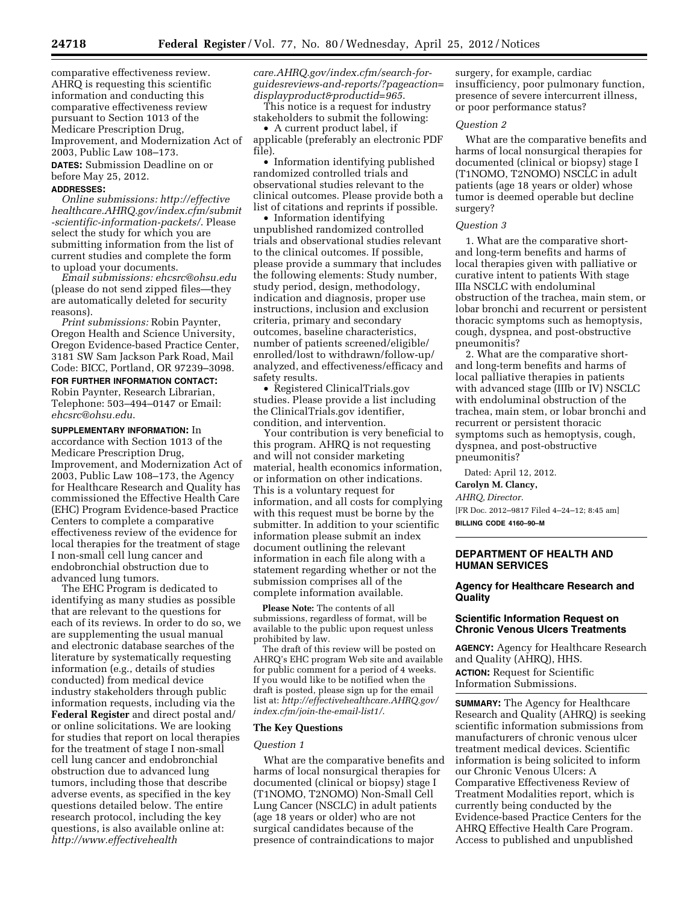comparative effectiveness review. AHRQ is requesting this scientific information and conducting this comparative effectiveness review pursuant to Section 1013 of the Medicare Prescription Drug, Improvement, and Modernization Act of 2003, Public Law 108–173.

**DATES:** Submission Deadline on or before May 25, 2012.

**ADDRESSES:**

*Online submissions: http://effectivehealthcare.AHRQ.gov/index.cfm/submit-scientific-information-packets/*. Please select the study for which you are submitting information from the list of current studies and complete the form to upload your documents.

*Email submissions: ehcsrc@ohsu.edu* (please do not send zipped files—they are automatically deleted for security reasons).

*Print submissions:* Robin Paynter, Oregon Health and Science University, Oregon Evidence-based Practice Center, 3181 SW Sam Jackson Park Road, Mail Code: BICC, Portland, OR 97239–3098.

**FOR FURTHER INFORMATION CONTACT:** Robin Paynter, Research Librarian, Telephone: 503–494–0147 or Email: *ehcsrc@ohsu.edu*.

**SUPPLEMENTARY INFORMATION:** In accordance with Section 1013 of the Medicare Prescription Drug, Improvement, and Modernization Act of 2003, Public Law 108–173, the Agency for Healthcare Research and Quality has commissioned the Effective Health Care (EHC) Program Evidence-based Practice Centers to complete a comparative effectiveness review of the evidence for local therapies for the treatment of stage I non-small cell lung cancer and endobronchial obstruction due to advanced lung tumors.

The EHC Program is dedicated to identifying as many studies as possible that are relevant to the questions for each of its reviews. In order to do so, we are supplementing the usual manual and electronic database searches of the literature by systematically requesting information (e.g., details of studies conducted) from medical device industry stakeholders through public information requests, including via the **Federal Register** and direct postal and/or online solicitations. We are looking for studies that report on local therapies for the treatment of stage I non-small cell lung cancer and endobronchial obstruction due to advanced lung tumors, including those that describe adverse events, as specified in the key questions detailed below. The entire research protocol, including the key questions, is also available online at: *http://www.effectivehealthcare.AHRQ.gov/index.cfm/search-for-guidesreviews-and-reports/?pageaction=displayproduct&productid=965*.

This notice is a request for industry stakeholders to submit the following:

- A current product label, if applicable (preferably an electronic PDF file).
- Information identifying published randomized controlled trials and observational studies relevant to the clinical outcomes. Please provide both a list of citations and reprints if possible.
- Information identifying unpublished randomized controlled trials and observational studies relevant to the clinical outcomes. If possible, please provide a summary that includes the following elements: Study number, study period, design, methodology, indication and diagnosis, proper use instructions, inclusion and exclusion criteria, primary and secondary outcomes, baseline characteristics, number of patients screened/eligible/enrolled/lost to withdrawn/follow-up/analyzed, and effectiveness/efficacy and safety results.
- Registered ClinicalTrials.gov studies. Please provide a list including the ClinicalTrials.gov identifier, condition, and intervention.

Your contribution is very beneficial to this program. AHRQ is not requesting and will not consider marketing material, health economics information, or information on other indications. This is a voluntary request for information, and all costs for complying with this request must be borne by the submitter. In addition to your scientific information please submit an index document outlining the relevant information in each file along with a statement regarding whether or not the submission comprises all of the complete information available.

**Please Note:** The contents of all submissions, regardless of format, will be available to the public upon request unless prohibited by law.

The draft of this review will be posted on AHRQ's EHC program Web site and available for public comment for a period of 4 weeks. If you would like to be notified when the draft is posted, please sign up for the email list at: *http://effectivehealthcare.AHRQ.gov/index.cfm/join-the-email-list1/*.

### The Key Questions

*Question 1*

What are the comparative benefits and harms of local nonsurgical therapies for documented (clinical or biopsy) stage I (T1NOMO, T2NOMO) Non-Small Cell Lung Cancer (NSCLC) in adult patients (age 18 years or older) who are not surgical candidates because of the presence of contraindications to major surgery, for example, cardiac insufficiency, poor pulmonary function, presence of severe intercurrent illness, or poor performance status?

*Question 2*

What are the comparative benefits and harms of local nonsurgical therapies for documented (clinical or biopsy) stage I (T1NOMO, T2NOMO) NSCLC in adult patients (age 18 years or older) whose tumor is deemed operable but decline surgery?

*Question 3*

1. What are the comparative short- and long-term benefits and harms of local therapies given with palliative or curative intent to patients With stage IIIa NSCLC with endoluminal obstruction of the trachea, main stem, or lobar bronchi and recurrent or persistent thoracic symptoms such as hemoptysis, cough, dyspnea, and post-obstructive pneumonitis?

2. What are the comparative short- and long-term benefits and harms of local palliative therapies in patients with advanced stage (IIIb or IV) NSCLC with endoluminal obstruction of the trachea, main stem, or lobar bronchi and recurrent or persistent thoracic symptoms such as hemoptysis, cough, dyspnea, and post-obstructive pneumonitis?

Dated: April 12, 2012.

**Carolyn M. Clancy,**

*AHRQ, Director.*

[FR Doc. 2012–9817 Filed 4–24–12; 8:45 am]

**BILLING CODE 4160–90–M**

---

## DEPARTMENT OF HEALTH AND HUMAN SERVICES

### Agency for Healthcare Research and Quality

### Scientific Information Request on Chronic Venous Ulcers Treatments

**AGENCY:** Agency for Healthcare Research and Quality (AHRQ), HHS.

**ACTION:** Request for Scientific Information Submissions.

**SUMMARY:** The Agency for Healthcare Research and Quality (AHRQ) is seeking scientific information submissions from manufacturers of chronic venous ulcer treatment medical devices. Scientific information is being solicited to inform our Chronic Venous Ulcers: A Comparative Effectiveness Review of Treatment Modalities report, which is currently being conducted by the Evidence-based Practice Centers for the AHRQ Effective Health Care Program. Access to published and unpublished